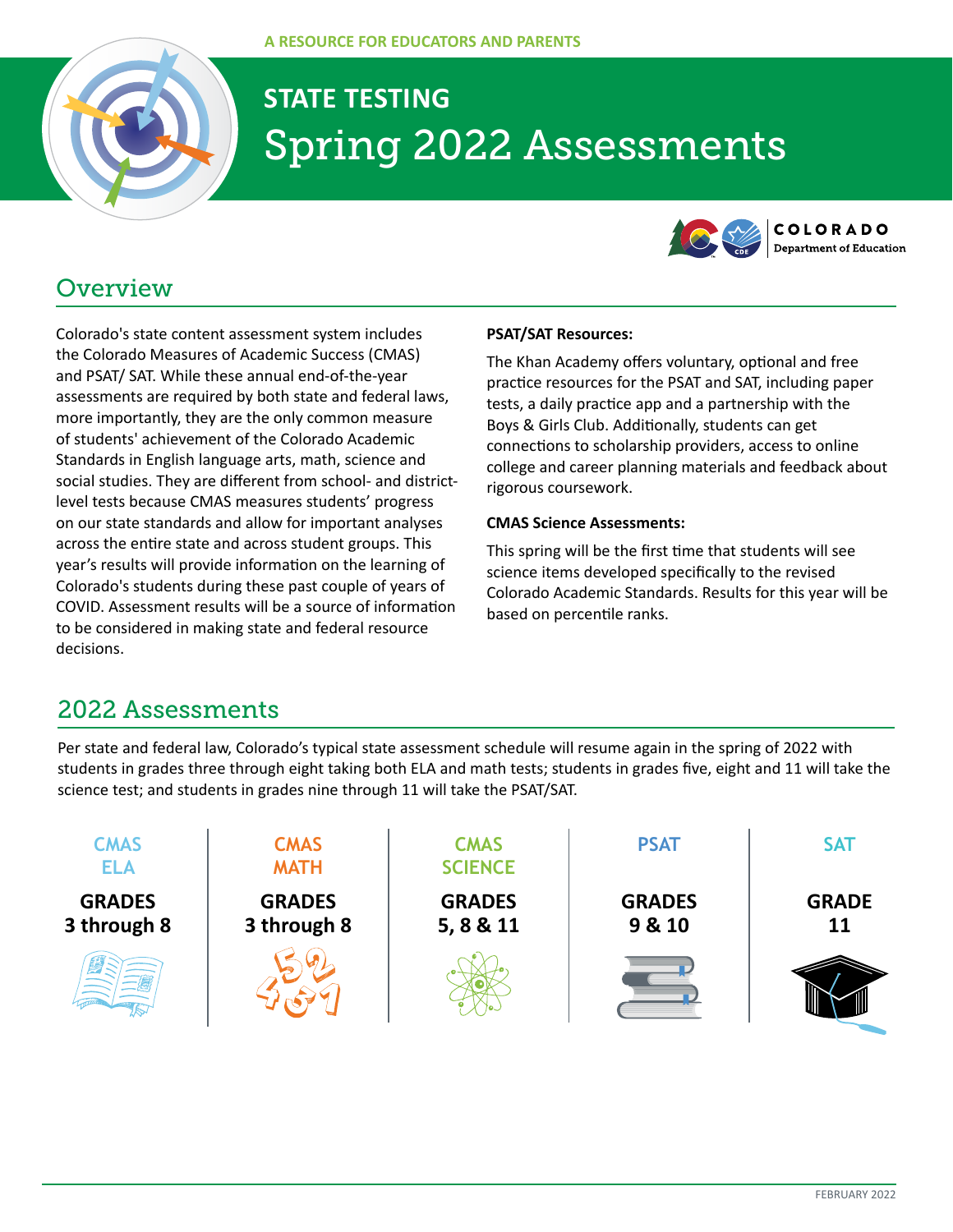A RESOURCE FOR EDUCATORS AND PARENTS

# STATE TESTING
# Spring 2022 Assessments

COLORADO Department of Education

## Overview

Colorado's state content assessment system includes the Colorado Measures of Academic Success (CMAS) and PSAT/ SAT. While these annual end-of-the-year assessments are required by both state and federal laws, more importantly, they are the only common measure of students' achievement of the Colorado Academic Standards in English language arts, math, science and social studies. They are different from school- and district-level tests because CMAS measures students' progress on our state standards and allow for important analyses across the entire state and across student groups. This year's results will provide information on the learning of Colorado's students during these past couple of years of COVID. Assessment results will be a source of information to be considered in making state and federal resource decisions.

**PSAT/SAT Resources:**

The Khan Academy offers voluntary, optional and free practice resources for the PSAT and SAT, including paper tests, a daily practice app and a partnership with the Boys & Girls Club. Additionally, students can get connections to scholarship providers, access to online college and career planning materials and feedback about rigorous coursework.

**CMAS Science Assessments:**

This spring will be the first time that students will see science items developed specifically to the revised Colorado Academic Standards. Results for this year will be based on percentile ranks.

## 2022 Assessments

Per state and federal law, Colorado's typical state assessment schedule will resume again in the spring of 2022 with students in grades three through eight taking both ELA and math tests; students in grades five, eight and 11 will take the science test; and students in grades nine through 11 will take the PSAT/SAT.

| CMAS ELA | CMAS MATH | CMAS SCIENCE | PSAT | SAT |
|---|---|---|---|---|
| **GRADES 3 through 8** | **GRADES 3 through 8** | **GRADES 5, 8 & 11** | **GRADES 9 & 10** | **GRADE 11** |

FEBRUARY 2022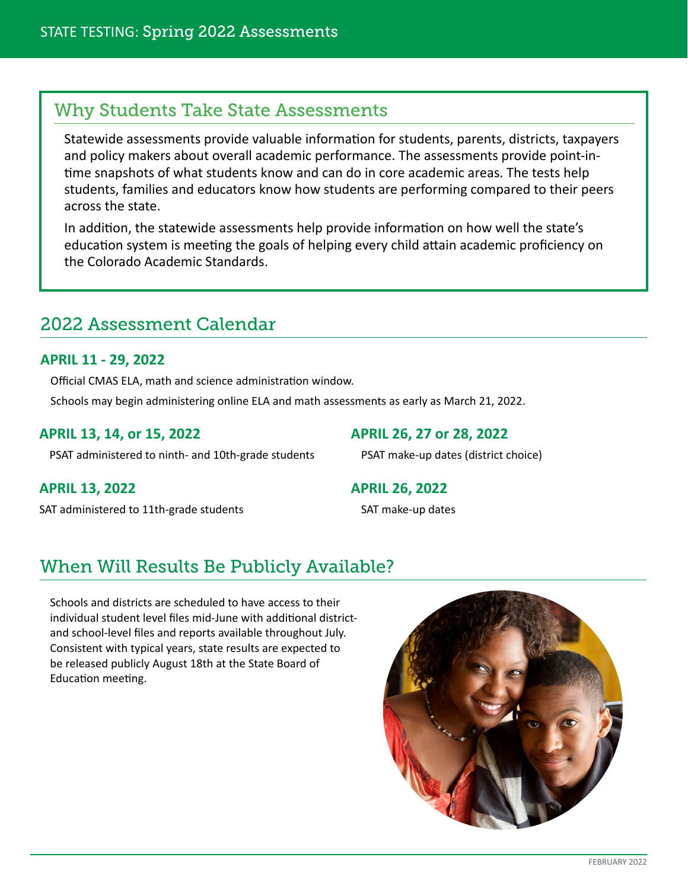# STATE TESTING: Spring 2022 Assessments

## Why Students Take State Assessments

Statewide assessments provide valuable information for students, parents, districts, taxpayers and policy makers about overall academic performance. The assessments provide point-in-time snapshots of what students know and can do in core academic areas. The tests help students, families and educators know how students are performing compared to their peers across the state.

In addition, the statewide assessments help provide information on how well the state's education system is meeting the goals of helping every child attain academic proficiency on the Colorado Academic Standards.

## 2022 Assessment Calendar

**APRIL 11 - 29, 2022**

Official CMAS ELA, math and science administration window.

Schools may begin administering online ELA and math assessments as early as March 21, 2022.

**APRIL 13, 14, or 15, 2022**

PSAT administered to ninth- and 10th-grade students

**APRIL 13, 2022**

SAT administered to 11th-grade students

**APRIL 26, 27 or 28, 2022**

PSAT make-up dates (district choice)

**APRIL 26, 2022**

SAT make-up dates

## When Will Results Be Publicly Available?

Schools and districts are scheduled to have access to their individual student level files mid-June with additional district- and school-level files and reports available throughout July. Consistent with typical years, state results are expected to be released publicly August 18th at the State Board of Education meeting.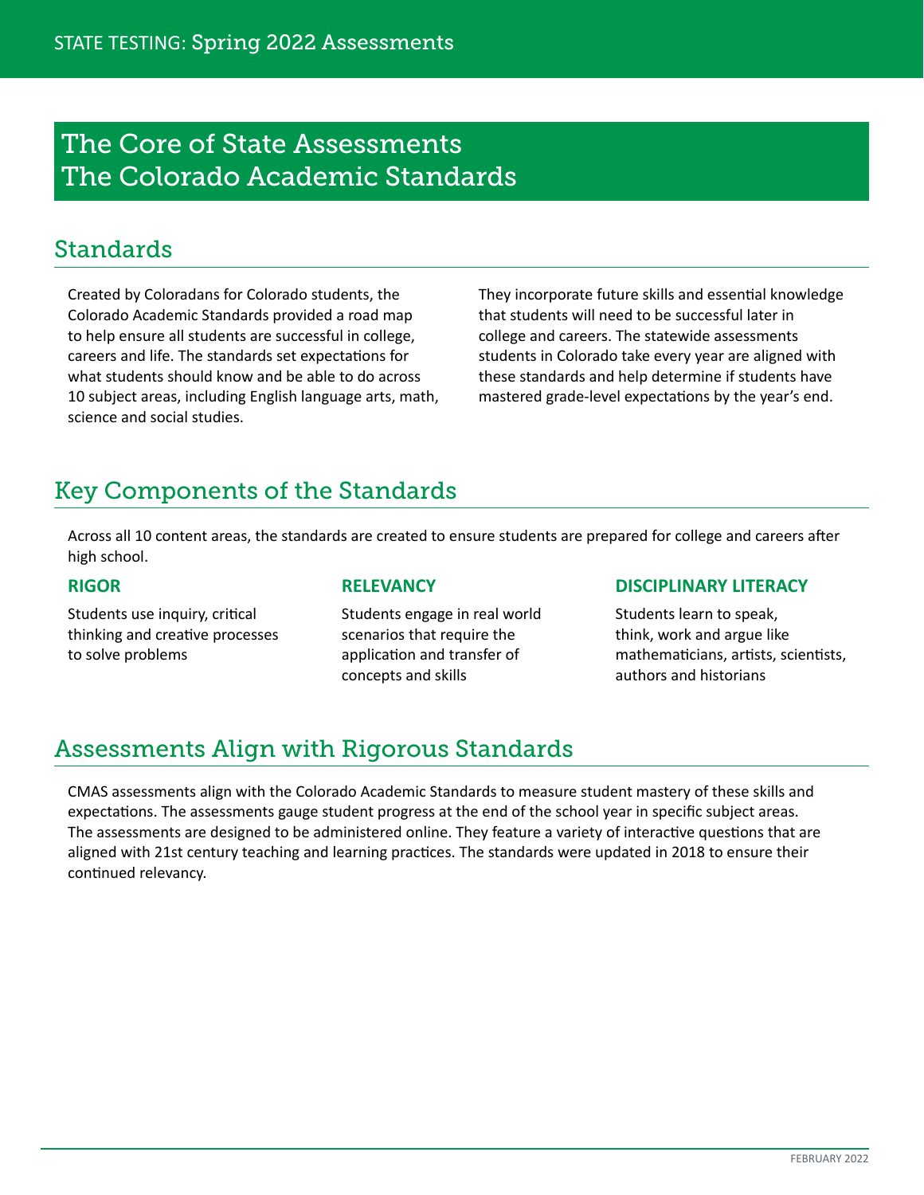# The Core of State Assessments
# The Colorado Academic Standards

## Standards

Created by Coloradans for Colorado students, the Colorado Academic Standards provided a road map to help ensure all students are successful in college, careers and life. The standards set expectations for what students should know and be able to do across 10 subject areas, including English language arts, math, science and social studies.

They incorporate future skills and essential knowledge that students will need to be successful later in college and careers. The statewide assessments students in Colorado take every year are aligned with these standards and help determine if students have mastered grade-level expectations by the year's end.

## Key Components of the Standards

Across all 10 content areas, the standards are created to ensure students are prepared for college and careers after high school.

### RIGOR

Students use inquiry, critical thinking and creative processes to solve problems

### RELEVANCY

Students engage in real world scenarios that require the application and transfer of concepts and skills

### DISCIPLINARY LITERACY

Students learn to speak, think, work and argue like mathematicians, artists, scientists, authors and historians

## Assessments Align with Rigorous Standards

CMAS assessments align with the Colorado Academic Standards to measure student mastery of these skills and expectations. The assessments gauge student progress at the end of the school year in specific subject areas. The assessments are designed to be administered online. They feature a variety of interactive questions that are aligned with 21st century teaching and learning practices. The standards were updated in 2018 to ensure their continued relevancy.